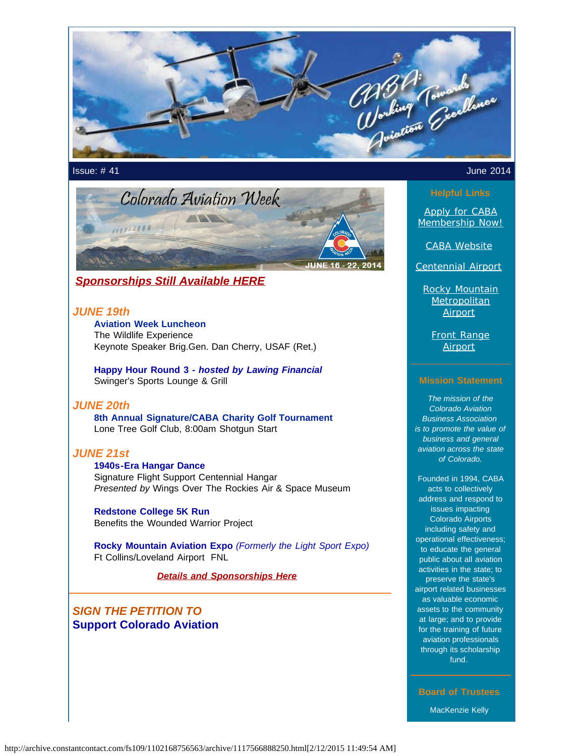Issue: # 41

June 2014

## *Sponsorships Still Available HERE*

### *JUNE 19th*

**Aviation Week Luncheon**
The Wildlife Experience
Keynote Speaker Brig.Gen. Dan Cherry, USAF (Ret.)

**Happy Hour Round 3 - *hosted by Lawing Financial***
Swinger's Sports Lounge & Grill

### *JUNE 20th*

**8th Annual Signature/CABA Charity Golf Tournament**
Lone Tree Golf Club, 8:00am Shotgun Start

### *JUNE 21st*

**1940s-Era Hangar Dance**
Signature Flight Support Centennial Hangar
*Presented by* Wings Over The Rockies Air & Space Museum

**Redstone College 5K Run**
Benefits the Wounded Warrior Project

**Rocky Mountain Aviation Expo** *(Formerly the Light Sport Expo)*
Ft Collins/Loveland Airport FNL

***Details and Sponsorships Here***

---

## *SIGN THE PETITION TO*
## Support Colorado Aviation

---

### Helpful Links

Apply for CABA Membership Now!

CABA Website

Centennial Airport

Rocky Mountain Metropolitan Airport

Front Range Airport

### Mission Statement

*The mission of the Colorado Aviation Business Association is to promote the value of business and general aviation across the state of Colorado.*

Founded in 1994, CABA acts to collectively address and respond to issues impacting Colorado Airports including safety and operational effectiveness; to educate the general public about all aviation activities in the state; to preserve the state's airport related businesses as valuable economic assets to the community at large; and to provide for the training of future aviation professionals through its scholarship fund.

### Board of Trustees

MacKenzie Kelly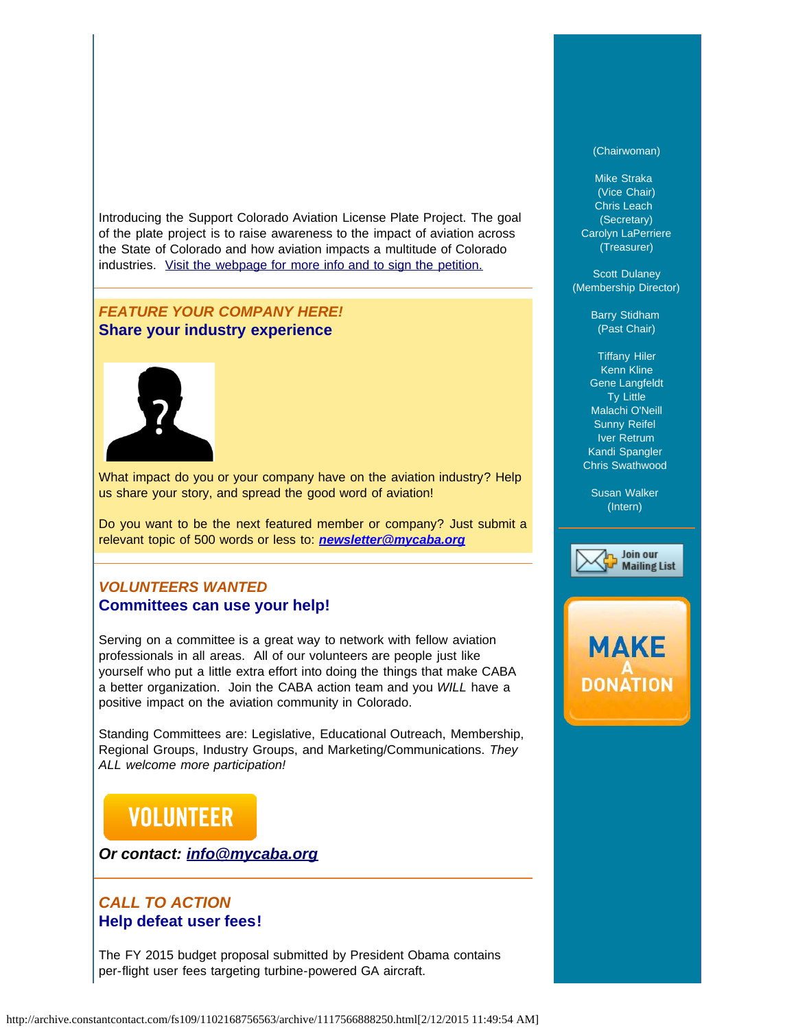Introducing the Support Colorado Aviation License Plate Project. The goal of the plate project is to raise awareness to the impact of aviation across the State of Colorado and how aviation impacts a multitude of Colorado industries. Visit the webpage for more info and to sign the petition.

---

### *FEATURE YOUR COMPANY HERE!*

### Share your industry experience

What impact do you or your company have on the aviation industry? Help us share your story, and spread the good word of aviation!

Do you want to be the next featured member or company? Just submit a relevant topic of 500 words or less to: ***newsletter@mycaba.org***

---

### *VOLUNTEERS WANTED*

### Committees can use your help!

Serving on a committee is a great way to network with fellow aviation professionals in all areas. All of our volunteers are people just like yourself who put a little extra effort into doing the things that make CABA a better organization. Join the CABA action team and you *WILL* have a positive impact on the aviation community in Colorado.

Standing Committees are: Legislative, Educational Outreach, Membership, Regional Groups, Industry Groups, and Marketing/Communications. *They ALL welcome more participation!*

VOLUNTEER

***Or contact: info@mycaba.org***

---

### *CALL TO ACTION*

### Help defeat user fees!

The FY 2015 budget proposal submitted by President Obama contains per-flight user fees targeting turbine-powered GA aircraft.

(Chairwoman)

Mike Straka
(Vice Chair)
Chris Leach
(Secretary)
Carolyn LaPerriere
(Treasurer)

Scott Dulaney
(Membership Director)

Barry Stidham
(Past Chair)

Tiffany Hiler
Kenn Kline
Gene Langfeldt
Ty Little
Malachi O'Neill
Sunny Reifel
Iver Retrum
Kandi Spangler
Chris Swathwood

Susan Walker
(Intern)

---

Join our Mailing List

MAKE A DONATION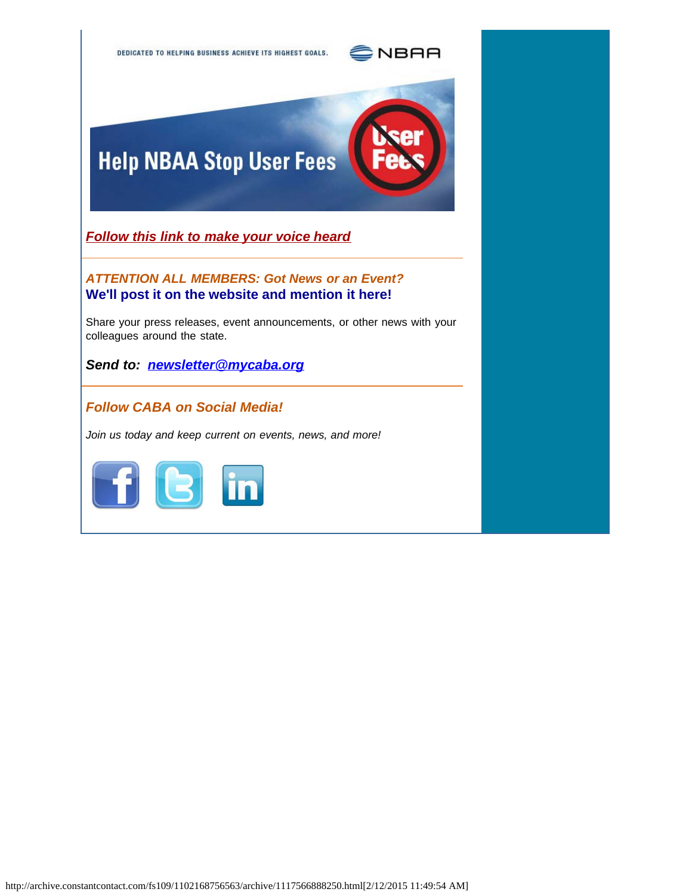DEDICATED TO HELPING BUSINESS ACHIEVE ITS HIGHEST GOALS. NBAA

Help NBAA Stop User Fees

***Follow this link to make your voice heard***

---

***ATTENTION ALL MEMBERS: Got News or an Event?***

**We'll post it on the website and mention it here!**

Share your press releases, event announcements, or other news with your colleagues around the state.

***Send to:*** ***newsletter@mycaba.org***

---

***Follow CABA on Social Media!***

*Join us today and keep current on events, news, and more!*